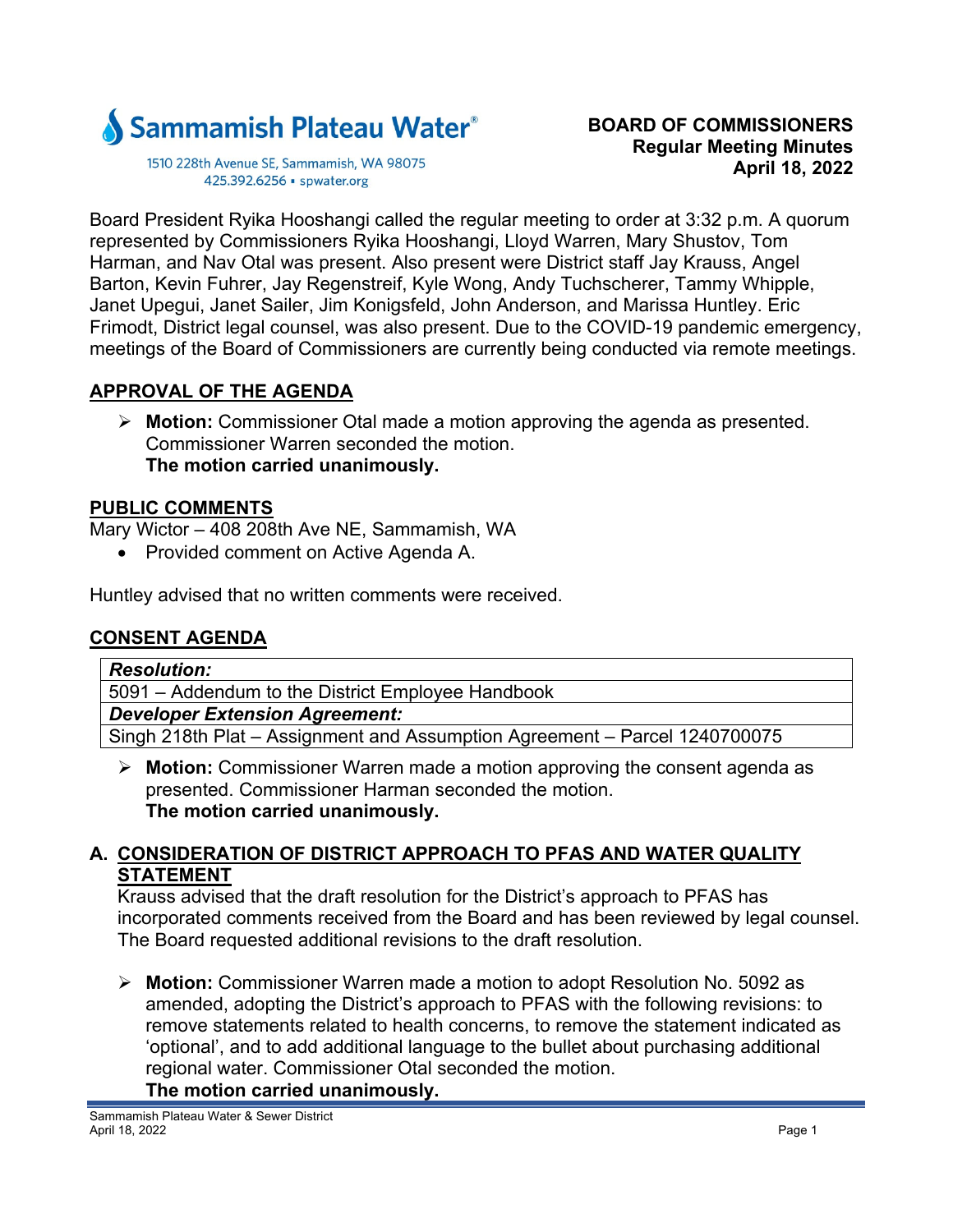**Sammamish Plateau Water**

1510 228th Avenue SE, Sammamish, WA 98075
425.392.6256 ▪ spwater.org

**BOARD OF COMMISSIONERS**
**Regular Meeting Minutes**
**April 18, 2022**

Board President Ryika Hooshangi called the regular meeting to order at 3:32 p.m. A quorum represented by Commissioners Ryika Hooshangi, Lloyd Warren, Mary Shustov, Tom Harman, and Nav Otal was present. Also present were District staff Jay Krauss, Angel Barton, Kevin Fuhrer, Jay Regenstreif, Kyle Wong, Andy Tuchscherer, Tammy Whipple, Janet Upegui, Janet Sailer, Jim Konigsfeld, John Anderson, and Marissa Huntley. Eric Frimodt, District legal counsel, was also present. Due to the COVID-19 pandemic emergency, meetings of the Board of Commissioners are currently being conducted via remote meetings.

## APPROVAL OF THE AGENDA

- **Motion:** Commissioner Otal made a motion approving the agenda as presented. Commissioner Warren seconded the motion.
  **The motion carried unanimously.**

## PUBLIC COMMENTS

Mary Wictor – 408 208th Ave NE, Sammamish, WA

- Provided comment on Active Agenda A.

Huntley advised that no written comments were received.

## CONSENT AGENDA

| ***Resolution:*** |
|---|
| 5091 – Addendum to the District Employee Handbook |
| ***Developer Extension Agreement:*** |
| Singh 218th Plat – Assignment and Assumption Agreement – Parcel 1240700075 |

- **Motion:** Commissioner Warren made a motion approving the consent agenda as presented. Commissioner Harman seconded the motion.
  **The motion carried unanimously.**

## A. CONSIDERATION OF DISTRICT APPROACH TO PFAS AND WATER QUALITY STATEMENT

Krauss advised that the draft resolution for the District's approach to PFAS has incorporated comments received from the Board and has been reviewed by legal counsel. The Board requested additional revisions to the draft resolution.

- **Motion:** Commissioner Warren made a motion to adopt Resolution No. 5092 as amended, adopting the District's approach to PFAS with the following revisions: to remove statements related to health concerns, to remove the statement indicated as 'optional', and to add additional language to the bullet about purchasing additional regional water. Commissioner Otal seconded the motion.
  **The motion carried unanimously.**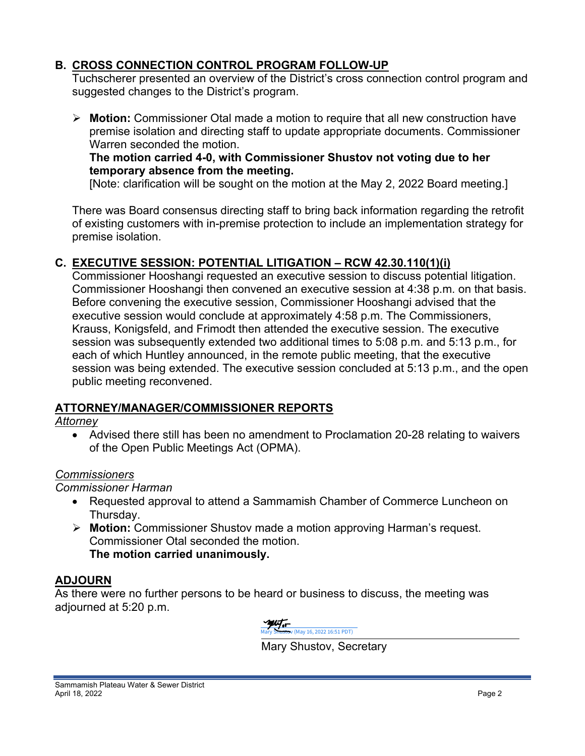### B. CROSS CONNECTION CONTROL PROGRAM FOLLOW-UP

Tuchscherer presented an overview of the District's cross connection control program and suggested changes to the District's program.

- **Motion:** Commissioner Otal made a motion to require that all new construction have premise isolation and directing staff to update appropriate documents. Commissioner Warren seconded the motion.
  **The motion carried 4-0, with Commissioner Shustov not voting due to her temporary absence from the meeting.**
  [Note: clarification will be sought on the motion at the May 2, 2022 Board meeting.]

There was Board consensus directing staff to bring back information regarding the retrofit of existing customers with in-premise protection to include an implementation strategy for premise isolation.

### C. EXECUTIVE SESSION: POTENTIAL LITIGATION – RCW 42.30.110(1)(i)

Commissioner Hooshangi requested an executive session to discuss potential litigation. Commissioner Hooshangi then convened an executive session at 4:38 p.m. on that basis. Before convening the executive session, Commissioner Hooshangi advised that the executive session would conclude at approximately 4:58 p.m. The Commissioners, Krauss, Konigsfeld, and Frimodt then attended the executive session. The executive session was subsequently extended two additional times to 5:08 p.m. and 5:13 p.m., for each of which Huntley announced, in the remote public meeting, that the executive session was being extended. The executive session concluded at 5:13 p.m., and the open public meeting reconvened.

## ATTORNEY/MANAGER/COMMISSIONER REPORTS

*Attorney*

- Advised there still has been no amendment to Proclamation 20-28 relating to waivers of the Open Public Meetings Act (OPMA).

*Commissioners*

*Commissioner Harman*

- Requested approval to attend a Sammamish Chamber of Commerce Luncheon on Thursday.
- **Motion:** Commissioner Shustov made a motion approving Harman's request. Commissioner Otal seconded the motion.
  **The motion carried unanimously.**

## ADJOURN

As there were no further persons to be heard or business to discuss, the meeting was adjourned at 5:20 p.m.

Mary Shustov (May 16, 2022 16:51 PDT)

Mary Shustov, Secretary